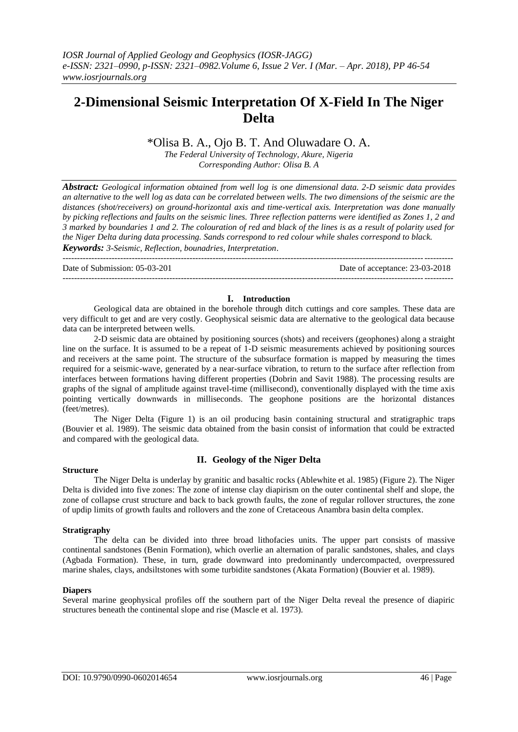# 2-Dimensional Seismic Interpretation Of X-Field In The Niger Delta

\*Olisa B. A., Ojo B. T. And Oluwadare O. A.

*The Federal University of Technology, Akure, Nigeria*
*Corresponding Author: Olisa B. A*

***Abstract:*** *Geological information obtained from well log is one dimensional data. 2-D seismic data provides an alternative to the well log as data can be correlated between wells. The two dimensions of the seismic are the distances (shot/receivers) on ground-horizontal axis and time-vertical axis. Interpretation was done manually by picking reflections and faults on the seismic lines. Three reflection patterns were identified as Zones 1, 2 and 3 marked by boundaries 1 and 2. The colouration of red and black of the lines is as a result of polarity used for the Niger Delta during data processing. Sands correspond to red colour while shales correspond to black.*

***Keywords:*** *3-Seismic, Reflection, bounadries, Interpretation.*

---

Date of Submission: 05-03-201 Date of acceptance: 23-03-2018

---

## I. Introduction

Geological data are obtained in the borehole through ditch cuttings and core samples. These data are very difficult to get and are very costly. Geophysical seismic data are alternative to the geological data because data can be interpreted between wells.

2-D seismic data are obtained by positioning sources (shots) and receivers (geophones) along a straight line on the surface. It is assumed to be a repeat of 1-D seismic measurements achieved by positioning sources and receivers at the same point. The structure of the subsurface formation is mapped by measuring the times required for a seismic-wave, generated by a near-surface vibration, to return to the surface after reflection from interfaces between formations having different properties (Dobrin and Savit 1988). The processing results are graphs of the signal of amplitude against travel-time (millisecond), conventionally displayed with the time axis pointing vertically downwards in milliseconds. The geophone positions are the horizontal distances (feet/metres).

The Niger Delta (Figure 1) is an oil producing basin containing structural and stratigraphic traps (Bouvier et al. 1989). The seismic data obtained from the basin consist of information that could be extracted and compared with the geological data.

## II. Geology of the Niger Delta

### Structure

The Niger Delta is underlay by granitic and basaltic rocks (Ablewhite et al. 1985) (Figure 2). The Niger Delta is divided into five zones: The zone of intense clay diapirism on the outer continental shelf and slope, the zone of collapse crust structure and back to back growth faults, the zone of regular rollover structures, the zone of updip limits of growth faults and rollovers and the zone of Cretaceous Anambra basin delta complex.

### Stratigraphy

The delta can be divided into three broad lithofacies units. The upper part consists of massive continental sandstones (Benin Formation), which overlie an alternation of paralic sandstones, shales, and clays (Agbada Formation). These, in turn, grade downward into predominantly undercompacted, overpressured marine shales, clays, andsiltstones with some turbidite sandstones (Akata Formation) (Bouvier et al. 1989).

### Diapers

Several marine geophysical profiles off the southern part of the Niger Delta reveal the presence of diapiric structures beneath the continental slope and rise (Mascle et al. 1973).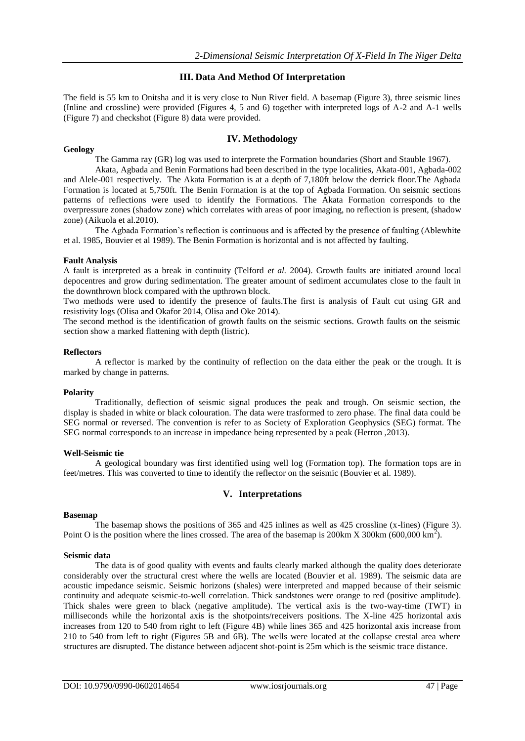## III. Data And Method Of Interpretation

The field is 55 km to Onitsha and it is very close to Nun River field. A basemap (Figure 3), three seismic lines (Inline and crossline) were provided (Figures 4, 5 and 6) together with interpreted logs of A-2 and A-1 wells (Figure 7) and checkshot (Figure 8) data were provided.

## IV. Methodology

### Geology

The Gamma ray (GR) log was used to interprete the Formation boundaries (Short and Stauble 1967).

Akata, Agbada and Benin Formations had been described in the type localities, Akata-001, Agbada-002 and Alele-001 respectively. The Akata Formation is at a depth of 7,180ft below the derrick floor.The Agbada Formation is located at 5,750ft. The Benin Formation is at the top of Agbada Formation. On seismic sections patterns of reflections were used to identify the Formations. The Akata Formation corresponds to the overpressure zones (shadow zone) which correlates with areas of poor imaging, no reflection is present, (shadow zone) (Aikuola et al.2010).

The Agbada Formation's reflection is continuous and is affected by the presence of faulting (Ablewhite et al. 1985, Bouvier et al 1989). The Benin Formation is horizontal and is not affected by faulting.

### Fault Analysis

A fault is interpreted as a break in continuity (Telford *et al.* 2004). Growth faults are initiated around local depocentres and grow during sedimentation. The greater amount of sediment accumulates close to the fault in the downthrown block compared with the upthrown block.

Two methods were used to identify the presence of faults.The first is analysis of Fault cut using GR and resistivity logs (Olisa and Okafor 2014, Olisa and Oke 2014).

The second method is the identification of growth faults on the seismic sections. Growth faults on the seismic section show a marked flattening with depth (listric).

### Reflectors

A reflector is marked by the continuity of reflection on the data either the peak or the trough. It is marked by change in patterns.

### Polarity

Traditionally, deflection of seismic signal produces the peak and trough. On seismic section, the display is shaded in white or black colouration. The data were trasformed to zero phase. The final data could be SEG normal or reversed. The convention is refer to as Society of Exploration Geophysics (SEG) format. The SEG normal corresponds to an increase in impedance being represented by a peak (Herron ,2013).

### Well-Seismic tie

A geological boundary was first identified using well log (Formation top). The formation tops are in feet/metres. This was converted to time to identify the reflector on the seismic (Bouvier et al. 1989).

## V. Interpretations

### Basemap

The basemap shows the positions of 365 and 425 inlines as well as 425 crossline (x-lines) (Figure 3). Point O is the position where the lines crossed. The area of the basemap is 200km X 300km (600,000 $km^2$).

### Seismic data

The data is of good quality with events and faults clearly marked although the quality does deteriorate considerably over the structural crest where the wells are located (Bouvier et al. 1989). The seismic data are acoustic impedance seismic. Seismic horizons (shales) were interpreted and mapped because of their seismic continuity and adequate seismic-to-well correlation. Thick sandstones were orange to red (positive amplitude). Thick shales were green to black (negative amplitude). The vertical axis is the two-way-time (TWT) in milliseconds while the horizontal axis is the shotpoints/receivers positions. The X-line 425 horizontal axis increases from 120 to 540 from right to left (Figure 4B) while lines 365 and 425 horizontal axis increase from 210 to 540 from left to right (Figures 5B and 6B). The wells were located at the collapse crestal area where structures are disrupted. The distance between adjacent shot-point is 25m which is the seismic trace distance.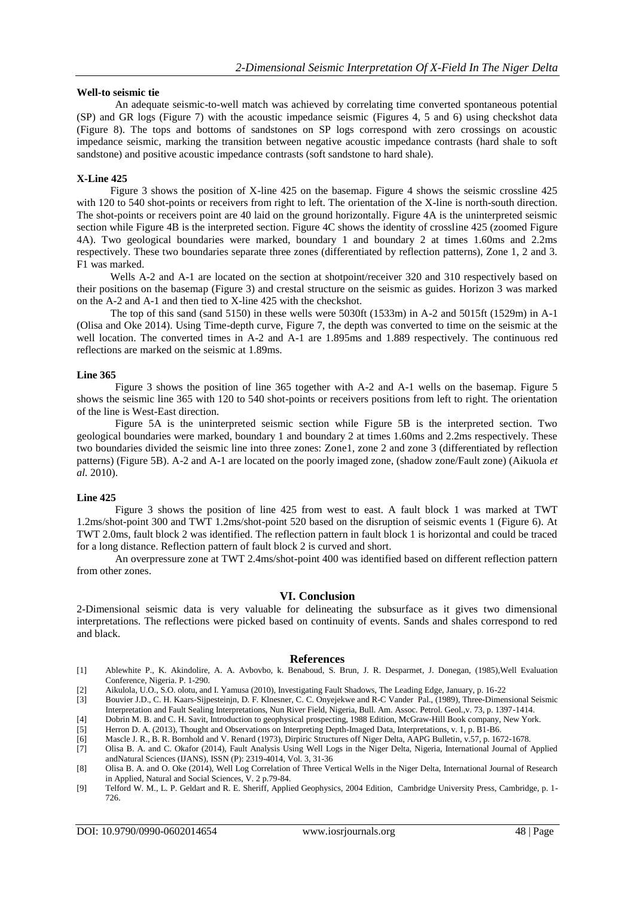**Well-to seismic tie**

An adequate seismic-to-well match was achieved by correlating time converted spontaneous potential (SP) and GR logs (Figure 7) with the acoustic impedance seismic (Figures 4, 5 and 6) using checkshot data (Figure 8). The tops and bottoms of sandstones on SP logs correspond with zero crossings on acoustic impedance seismic, marking the transition between negative acoustic impedance contrasts (hard shale to soft sandstone) and positive acoustic impedance contrasts (soft sandstone to hard shale).

**X-Line 425**

Figure 3 shows the position of X-line 425 on the basemap. Figure 4 shows the seismic crossline 425 with 120 to 540 shot-points or receivers from right to left. The orientation of the X-line is north-south direction. The shot-points or receivers point are 40 laid on the ground horizontally. Figure 4A is the uninterpreted seismic section while Figure 4B is the interpreted section. Figure 4C shows the identity of crossline 425 (zoomed Figure 4A). Two geological boundaries were marked, boundary 1 and boundary 2 at times 1.60ms and 2.2ms respectively. These two boundaries separate three zones (differentiated by reflection patterns), Zone 1, 2 and 3. F1 was marked.

Wells A-2 and A-1 are located on the section at shotpoint/receiver 320 and 310 respectively based on their positions on the basemap (Figure 3) and crestal structure on the seismic as guides. Horizon 3 was marked on the A-2 and A-1 and then tied to X-line 425 with the checkshot.

The top of this sand (sand 5150) in these wells were 5030ft (1533m) in A-2 and 5015ft (1529m) in A-1 (Olisa and Oke 2014). Using Time-depth curve, Figure 7, the depth was converted to time on the seismic at the well location. The converted times in A-2 and A-1 are 1.895ms and 1.889 respectively. The continuous red reflections are marked on the seismic at 1.89ms.

**Line 365**

Figure 3 shows the position of line 365 together with A-2 and A-1 wells on the basemap. Figure 5 shows the seismic line 365 with 120 to 540 shot-points or receivers positions from left to right. The orientation of the line is West-East direction.

Figure 5A is the uninterpreted seismic section while Figure 5B is the interpreted section. Two geological boundaries were marked, boundary 1 and boundary 2 at times 1.60ms and 2.2ms respectively. These two boundaries divided the seismic line into three zones: Zone1, zone 2 and zone 3 (differentiated by reflection patterns) (Figure 5B). A-2 and A-1 are located on the poorly imaged zone, (shadow zone/Fault zone) (Aikuola *et al.* 2010).

**Line 425**

Figure 3 shows the position of line 425 from west to east. A fault block 1 was marked at TWT 1.2ms/shot-point 300 and TWT 1.2ms/shot-point 520 based on the disruption of seismic events 1 (Figure 6). At TWT 2.0ms, fault block 2 was identified. The reflection pattern in fault block 1 is horizontal and could be traced for a long distance. Reflection pattern of fault block 2 is curved and short.

An overpressure zone at TWT 2.4ms/shot-point 400 was identified based on different reflection pattern from other zones.

## VI. Conclusion

2-Dimensional seismic data is very valuable for delineating the subsurface as it gives two dimensional interpretations. The reflections were picked based on continuity of events. Sands and shales correspond to red and black.

## References

- [1] Ablewhite P., K. Akindolire, A. A. Avbovbo, k. Benaboud, S. Brun, J. R. Desparmet, J. Donegan, (1985),Well Evaluation Conference, Nigeria. P. 1-290.
- [2] Aikulola, U.O., S.O. olotu, and I. Yamusa (2010), Investigating Fault Shadows, The Leading Edge, January, p. 16-22
- [3] Bouvier J.D., C. H. Kaars-Sijpesteinjn, D. F. Klnesner, C. C. Onyejekwe and R-C Vander Pal., (1989), Three-Dimensional Seismic Interpretation and Fault Sealing Interpretations, Nun River Field, Nigeria, Bull. Am. Assoc. Petrol. Geol.,v. 73, p. 1397-1414.
- [4] Dobrin M. B. and C. H. Savit, Introduction to geophysical prospecting, 1988 Edition, McGraw-Hill Book company, New York.
- [5] Herron D. A. (2013), Thought and Observations on Interpreting Depth-Imaged Data, Interpretations, v. 1, p. B1-B6.
- [6] Mascle J. R., B. R. Bornhold and V. Renard (1973), Dirpiric Structures off Niger Delta, AAPG Bulletin, v.57, p. 1672-1678.
- [7] Olisa B. A. and C. Okafor (2014), Fault Analysis Using Well Logs in the Niger Delta, Nigeria, International Journal of Applied andNatural Sciences (IJANS), ISSN (P): 2319-4014, Vol. 3, 31-36
- [8] Olisa B. A. and O. Oke (2014), Well Log Correlation of Three Vertical Wells in the Niger Delta, International Journal of Research in Applied, Natural and Social Sciences, V. 2 p.79-84.
- [9] Telford W. M., L. P. Geldart and R. E. Sheriff, Applied Geophysics, 2004 Edition, Cambridge University Press, Cambridge, p. 1-726.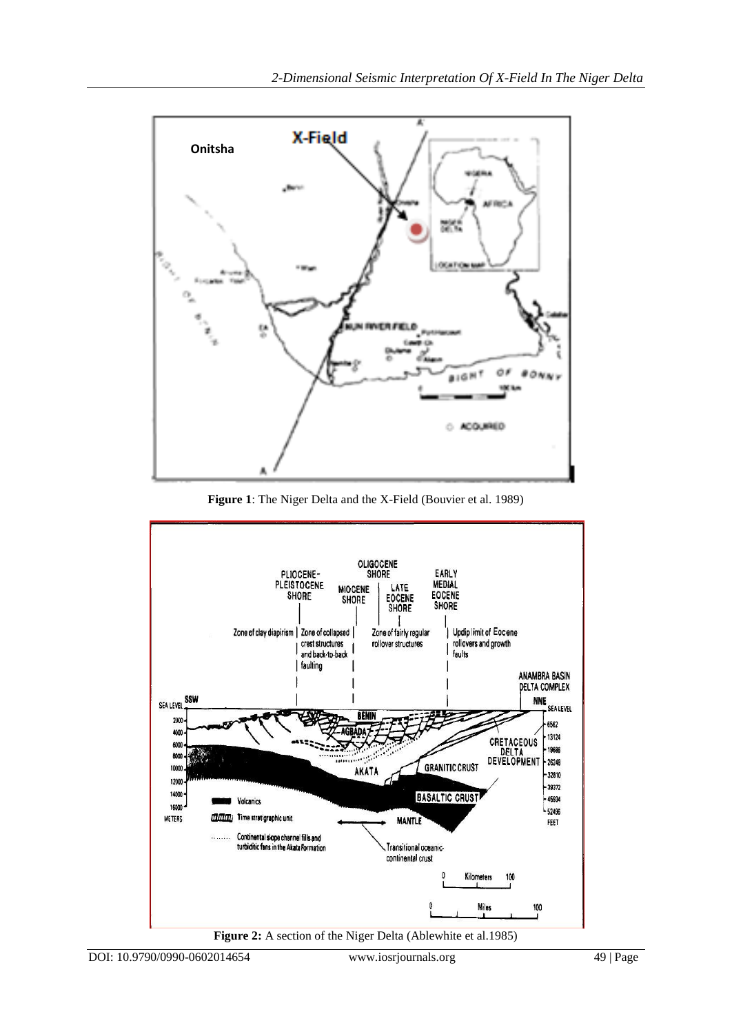**Figure 1**: The Niger Delta and the X-Field (Bouvier et al. 1989)

**Figure 2:** A section of the Niger Delta (Ablewhite et al.1985)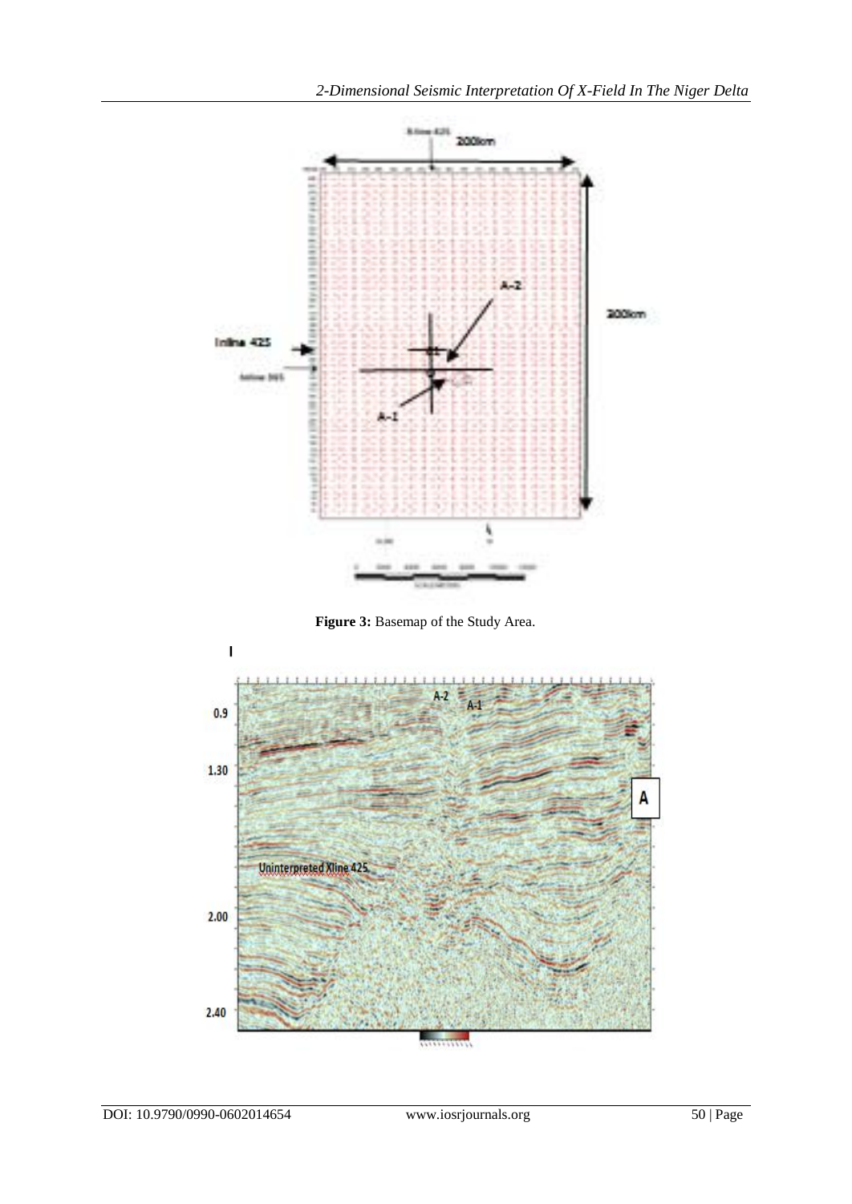**Figure 3:** Basemap of the Study Area.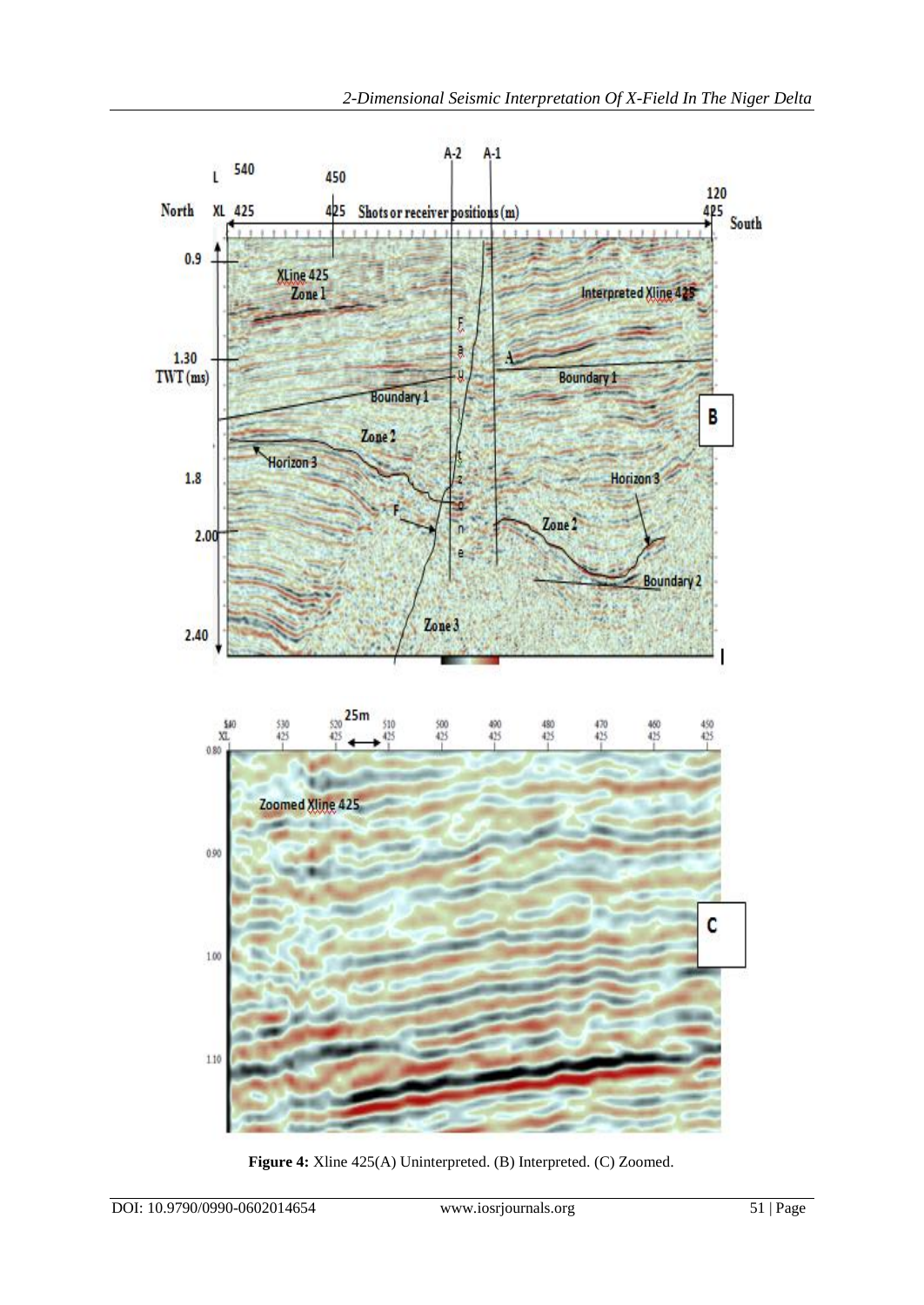**Figure 4:** Xline 425(A) Uninterpreted. (B) Interpreted. (C) Zoomed.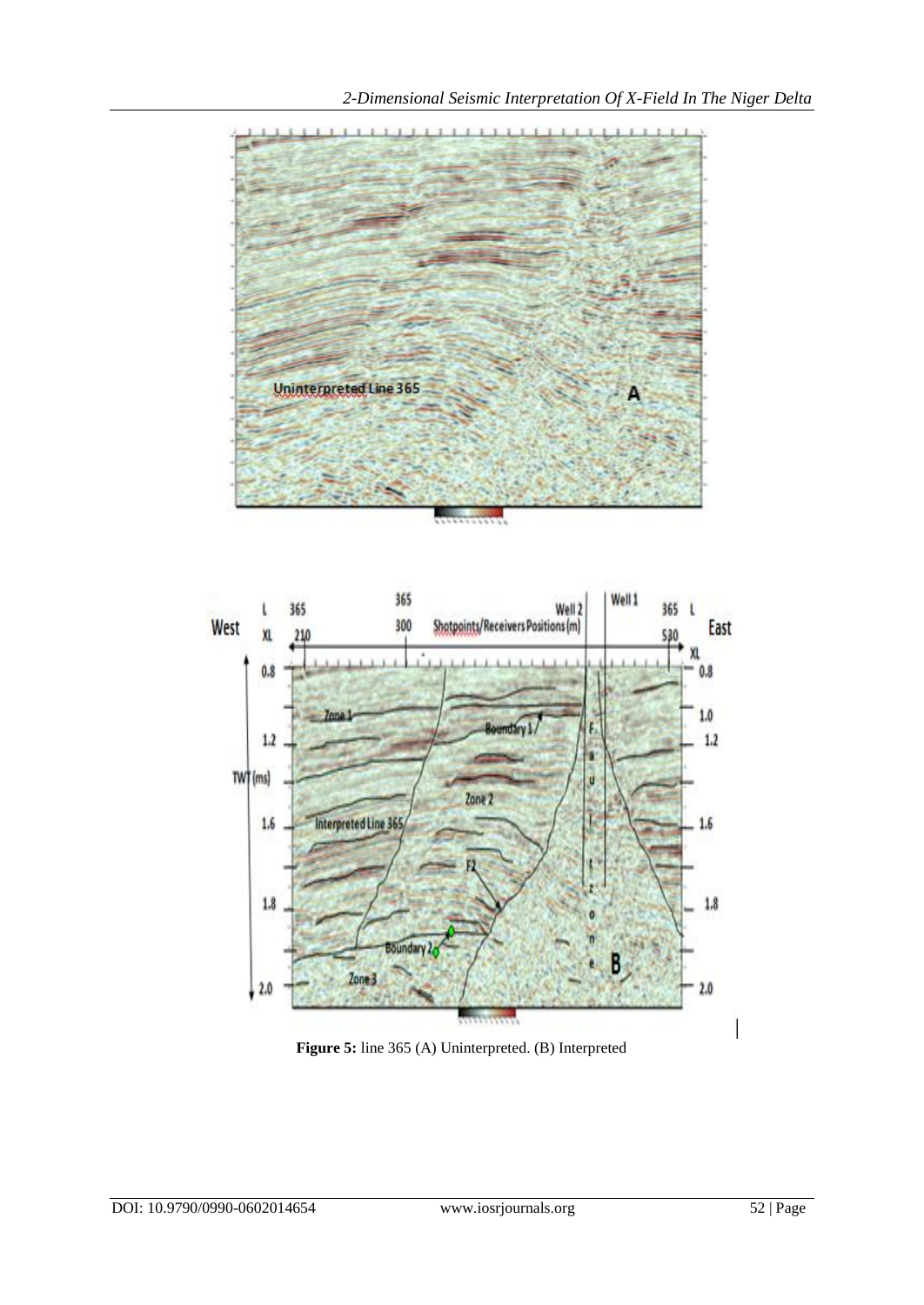**Figure 5:** line 365 (A) Uninterpreted. (B) Interpreted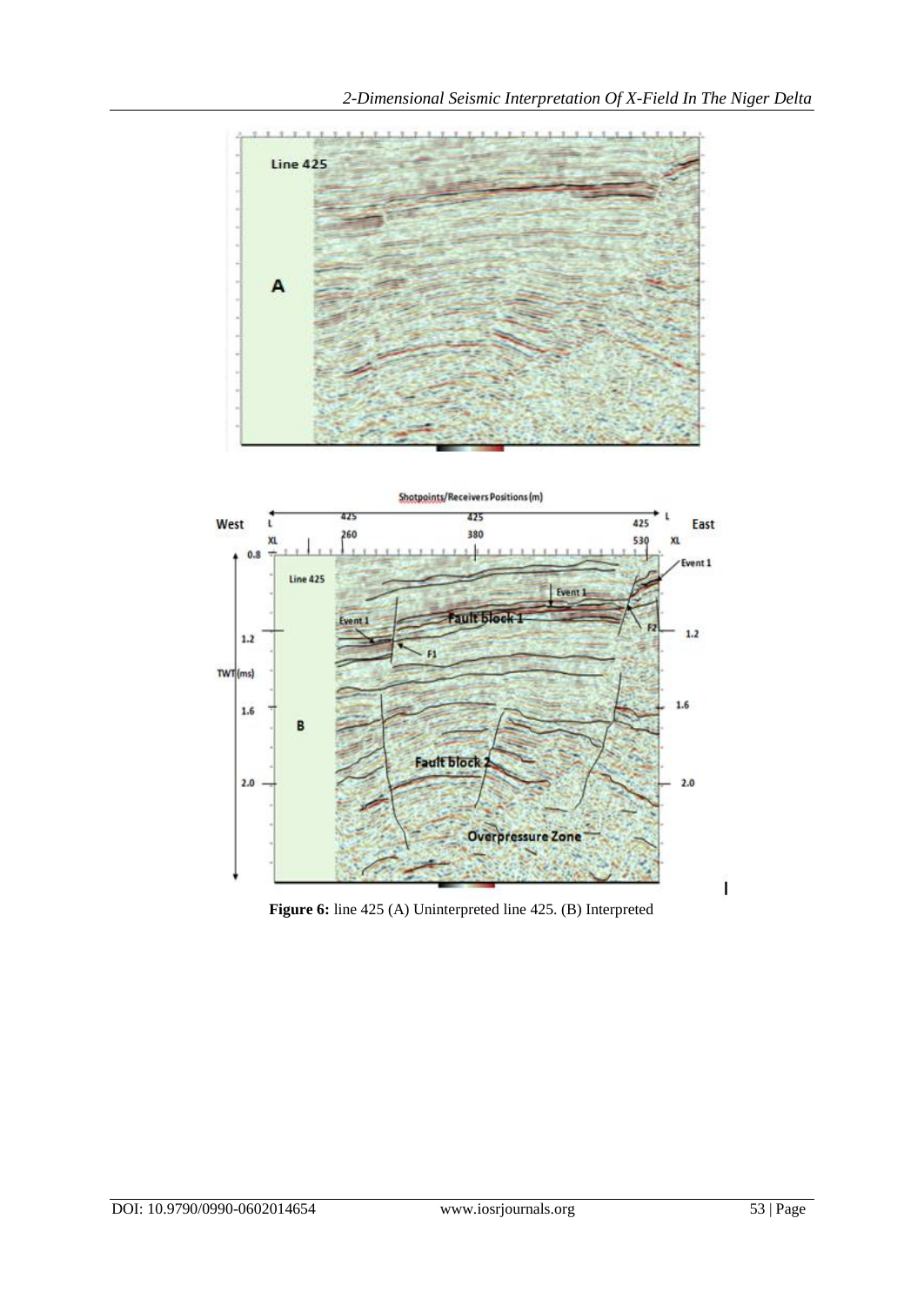**Figure 6:** line 425 (A) Uninterpreted line 425. (B) Interpreted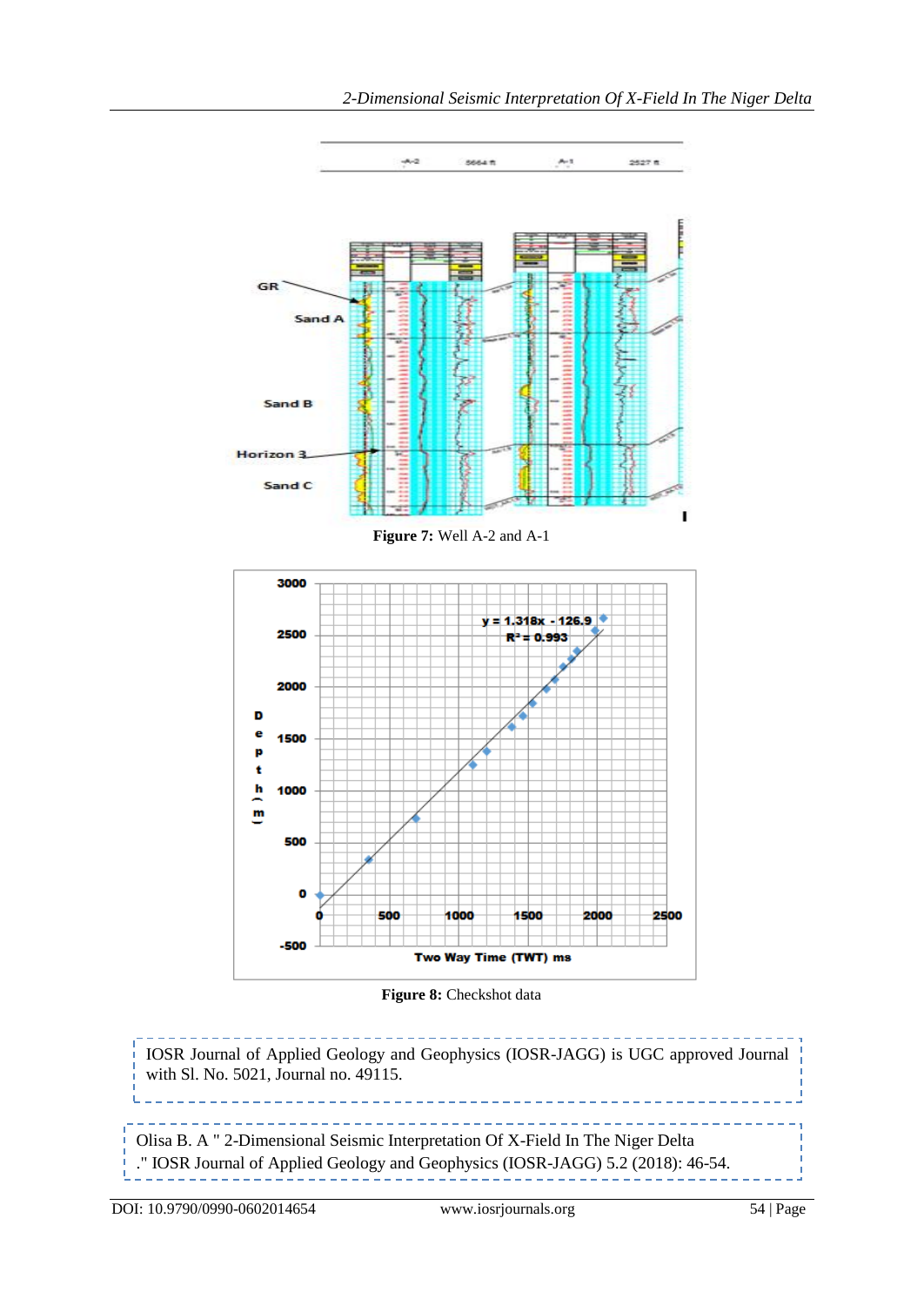A-2 5664 ft A-1 2527 ft

GR

Sand A

Sand B

Horizon 3

Sand C

**Figure 7:** Well A-2 and A-1

$y = 1.318x - 126.9$

$R^2 = 0.993$

Depth (m)

3000
2500
2000
1500
1000
500
0
-500

0 500 1000 1500 2000 2500

Two Way Time (TWT) ms

**Figure 8:** Checkshot data

IOSR Journal of Applied Geology and Geophysics (IOSR-JAGG) is UGC approved Journal with Sl. No. 5021, Journal no. 49115.

Olisa B. A " 2-Dimensional Seismic Interpretation Of X-Field In The Niger Delta ." IOSR Journal of Applied Geology and Geophysics (IOSR-JAGG) 5.2 (2018): 46-54.